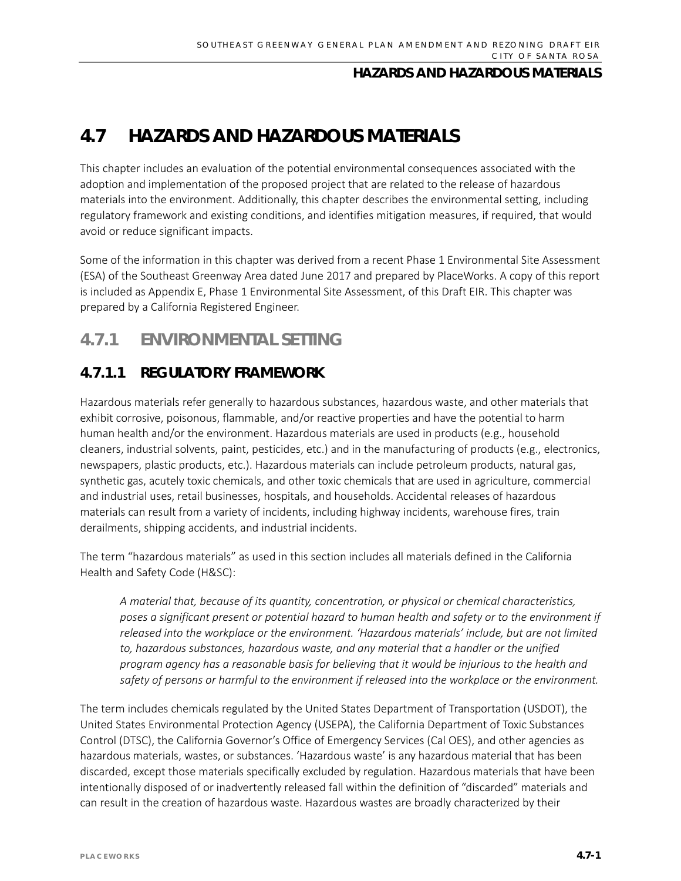# 4.7 HAZARDS AND HAZARDOUS MATERIALS

This chapter includes an evaluation of the potential environmental consequences associated with the adoption and implementation of the proposed project that are related to the release of hazardous materials into the environment. Additionally, this chapter describes the environmental setting, including regulatory framework and existing conditions, and identifies mitigation measures, if required, that would avoid or reduce significant impacts.

Some of the information in this chapter was derived from a recent Phase 1 Environmental Site Assessment (ESA) of the Southeast Greenway Area dated June 2017 and prepared by PlaceWorks. A copy of this report is included as Appendix E, Phase 1 Environmental Site Assessment, of this Draft EIR. This chapter was prepared by a California Registered Engineer.

## 4.7.1 ENVIRONMENTAL SETTING

### 4.7.1.1 REGULATORY FRAMEWORK

Hazardous materials refer generally to hazardous substances, hazardous waste, and other materials that exhibit corrosive, poisonous, flammable, and/or reactive properties and have the potential to harm human health and/or the environment. Hazardous materials are used in products (e.g., household cleaners, industrial solvents, paint, pesticides, etc.) and in the manufacturing of products (e.g., electronics, newspapers, plastic products, etc.). Hazardous materials can include petroleum products, natural gas, synthetic gas, acutely toxic chemicals, and other toxic chemicals that are used in agriculture, commercial and industrial uses, retail businesses, hospitals, and households. Accidental releases of hazardous materials can result from a variety of incidents, including highway incidents, warehouse fires, train derailments, shipping accidents, and industrial incidents.

The term "hazardous materials" as used in this section includes all materials defined in the California Health and Safety Code (H&SC):

> *A material that, because of its quantity, concentration, or physical or chemical characteristics, poses a significant present or potential hazard to human health and safety or to the environment if released into the workplace or the environment. 'Hazardous materials' include, but are not limited to, hazardous substances, hazardous waste, and any material that a handler or the unified program agency has a reasonable basis for believing that it would be injurious to the health and safety of persons or harmful to the environment if released into the workplace or the environment.*

The term includes chemicals regulated by the United States Department of Transportation (USDOT), the United States Environmental Protection Agency (USEPA), the California Department of Toxic Substances Control (DTSC), the California Governor's Office of Emergency Services (Cal OES), and other agencies as hazardous materials, wastes, or substances. 'Hazardous waste' is any hazardous material that has been discarded, except those materials specifically excluded by regulation. Hazardous materials that have been intentionally disposed of or inadvertently released fall within the definition of "discarded" materials and can result in the creation of hazardous waste. Hazardous wastes are broadly characterized by their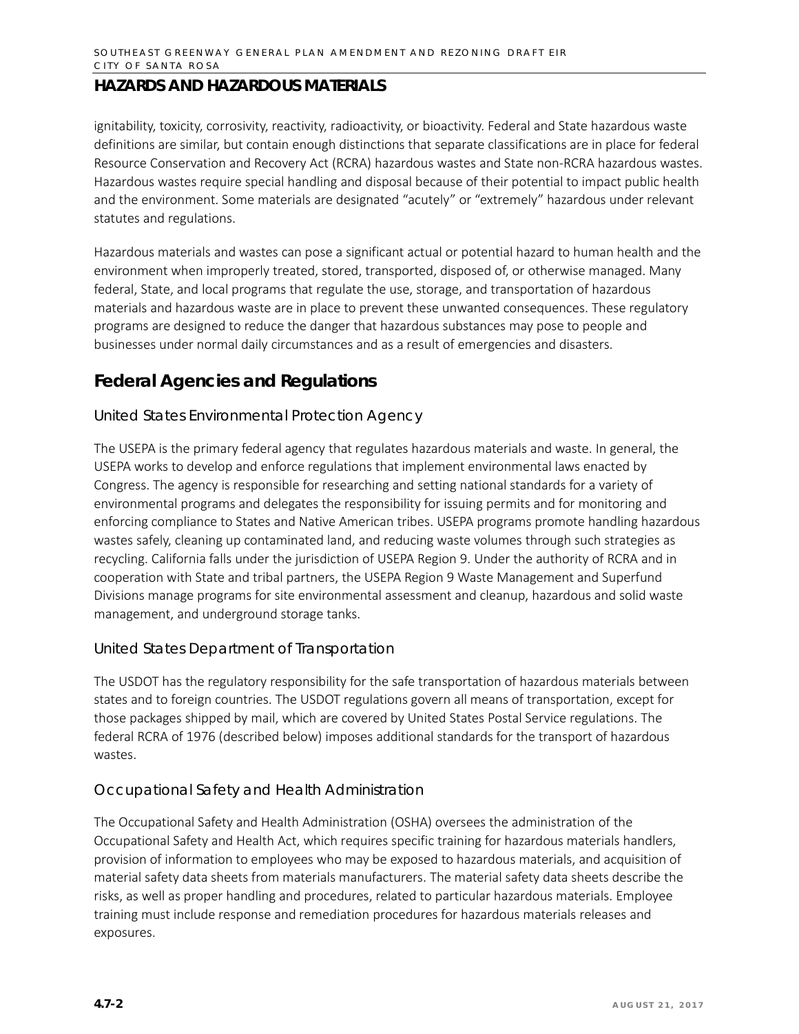ignitability, toxicity, corrosivity, reactivity, radioactivity, or bioactivity. Federal and State hazardous waste definitions are similar, but contain enough distinctions that separate classifications are in place for federal Resource Conservation and Recovery Act (RCRA) hazardous wastes and State non-RCRA hazardous wastes. Hazardous wastes require special handling and disposal because of their potential to impact public health and the environment. Some materials are designated "acutely" or "extremely" hazardous under relevant statutes and regulations.

Hazardous materials and wastes can pose a significant actual or potential hazard to human health and the environment when improperly treated, stored, transported, disposed of, or otherwise managed. Many federal, State, and local programs that regulate the use, storage, and transportation of hazardous materials and hazardous waste are in place to prevent these unwanted consequences. These regulatory programs are designed to reduce the danger that hazardous substances may pose to people and businesses under normal daily circumstances and as a result of emergencies and disasters.

## Federal Agencies and Regulations

### United States Environmental Protection Agency

The USEPA is the primary federal agency that regulates hazardous materials and waste. In general, the USEPA works to develop and enforce regulations that implement environmental laws enacted by Congress. The agency is responsible for researching and setting national standards for a variety of environmental programs and delegates the responsibility for issuing permits and for monitoring and enforcing compliance to States and Native American tribes. USEPA programs promote handling hazardous wastes safely, cleaning up contaminated land, and reducing waste volumes through such strategies as recycling. California falls under the jurisdiction of USEPA Region 9. Under the authority of RCRA and in cooperation with State and tribal partners, the USEPA Region 9 Waste Management and Superfund Divisions manage programs for site environmental assessment and cleanup, hazardous and solid waste management, and underground storage tanks.

### United States Department of Transportation

The USDOT has the regulatory responsibility for the safe transportation of hazardous materials between states and to foreign countries. The USDOT regulations govern all means of transportation, except for those packages shipped by mail, which are covered by United States Postal Service regulations. The federal RCRA of 1976 (described below) imposes additional standards for the transport of hazardous wastes.

### Occupational Safety and Health Administration

The Occupational Safety and Health Administration (OSHA) oversees the administration of the Occupational Safety and Health Act, which requires specific training for hazardous materials handlers, provision of information to employees who may be exposed to hazardous materials, and acquisition of material safety data sheets from materials manufacturers. The material safety data sheets describe the risks, as well as proper handling and procedures, related to particular hazardous materials. Employee training must include response and remediation procedures for hazardous materials releases and exposures.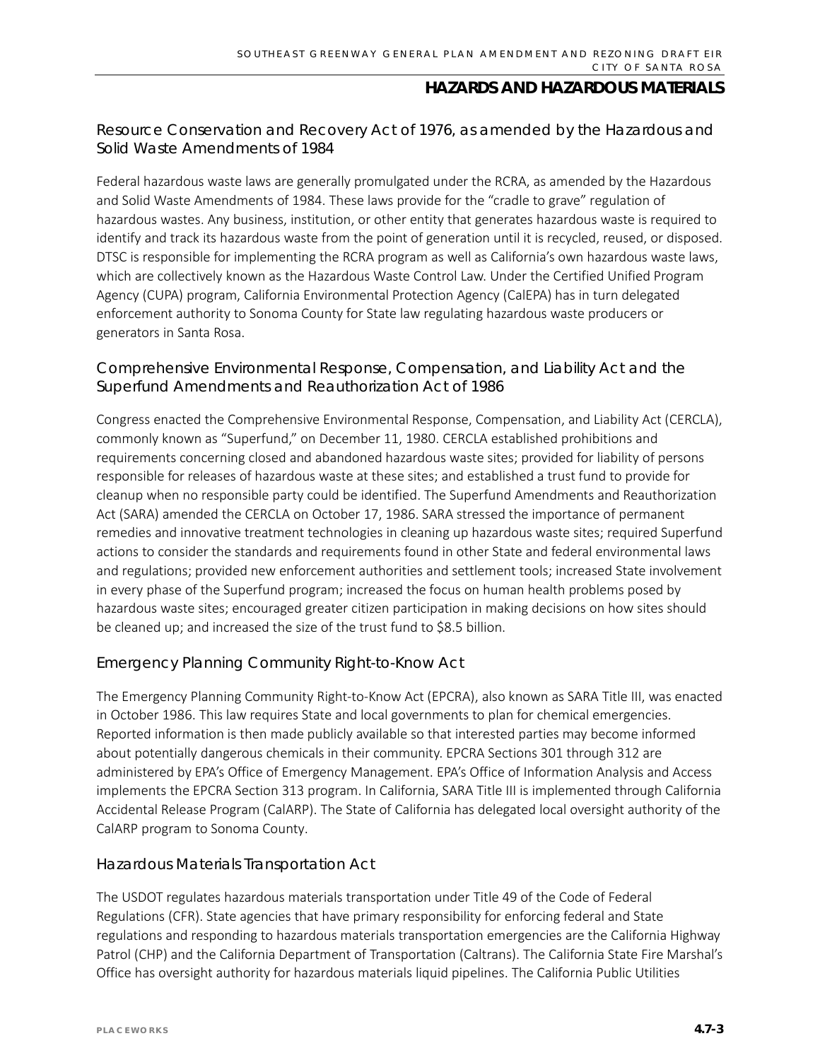### Resource Conservation and Recovery Act of 1976, as amended by the Hazardous and Solid Waste Amendments of 1984

Federal hazardous waste laws are generally promulgated under the RCRA, as amended by the Hazardous and Solid Waste Amendments of 1984. These laws provide for the "cradle to grave" regulation of hazardous wastes. Any business, institution, or other entity that generates hazardous waste is required to identify and track its hazardous waste from the point of generation until it is recycled, reused, or disposed. DTSC is responsible for implementing the RCRA program as well as California's own hazardous waste laws, which are collectively known as the Hazardous Waste Control Law. Under the Certified Unified Program Agency (CUPA) program, California Environmental Protection Agency (CalEPA) has in turn delegated enforcement authority to Sonoma County for State law regulating hazardous waste producers or generators in Santa Rosa.

### Comprehensive Environmental Response, Compensation, and Liability Act and the Superfund Amendments and Reauthorization Act of 1986

Congress enacted the Comprehensive Environmental Response, Compensation, and Liability Act (CERCLA), commonly known as "Superfund," on December 11, 1980. CERCLA established prohibitions and requirements concerning closed and abandoned hazardous waste sites; provided for liability of persons responsible for releases of hazardous waste at these sites; and established a trust fund to provide for cleanup when no responsible party could be identified. The Superfund Amendments and Reauthorization Act (SARA) amended the CERCLA on October 17, 1986. SARA stressed the importance of permanent remedies and innovative treatment technologies in cleaning up hazardous waste sites; required Superfund actions to consider the standards and requirements found in other State and federal environmental laws and regulations; provided new enforcement authorities and settlement tools; increased State involvement in every phase of the Superfund program; increased the focus on human health problems posed by hazardous waste sites; encouraged greater citizen participation in making decisions on how sites should be cleaned up; and increased the size of the trust fund to $8.5 billion.

### Emergency Planning Community Right-to-Know Act

The Emergency Planning Community Right-to-Know Act (EPCRA), also known as SARA Title III, was enacted in October 1986. This law requires State and local governments to plan for chemical emergencies. Reported information is then made publicly available so that interested parties may become informed about potentially dangerous chemicals in their community. EPCRA Sections 301 through 312 are administered by EPA's Office of Emergency Management. EPA's Office of Information Analysis and Access implements the EPCRA Section 313 program. In California, SARA Title III is implemented through California Accidental Release Program (CalARP). The State of California has delegated local oversight authority of the CalARP program to Sonoma County.

### Hazardous Materials Transportation Act

The USDOT regulates hazardous materials transportation under Title 49 of the Code of Federal Regulations (CFR). State agencies that have primary responsibility for enforcing federal and State regulations and responding to hazardous materials transportation emergencies are the California Highway Patrol (CHP) and the California Department of Transportation (Caltrans). The California State Fire Marshal's Office has oversight authority for hazardous materials liquid pipelines. The California Public Utilities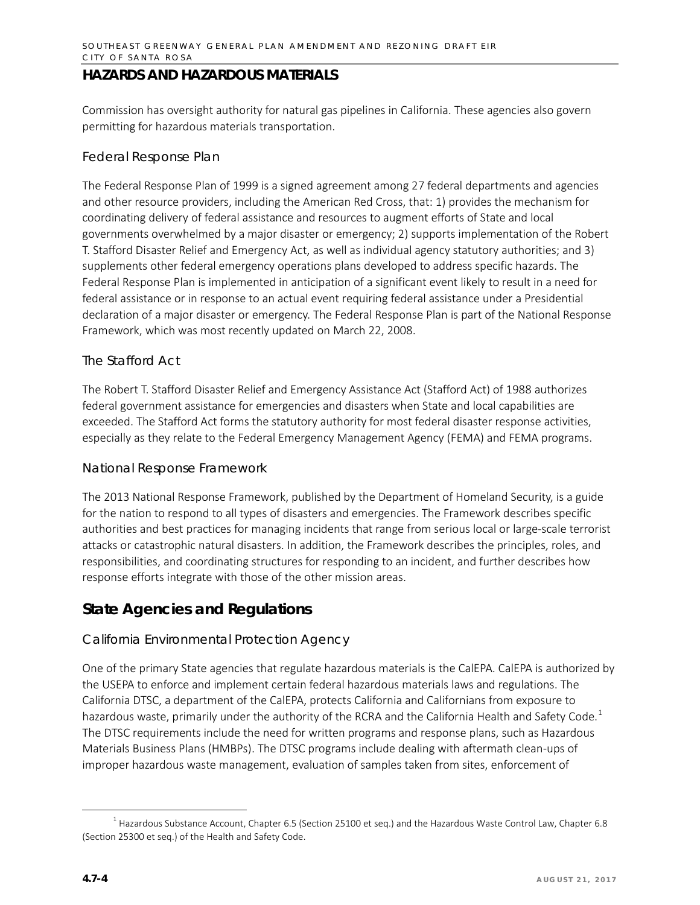Commission has oversight authority for natural gas pipelines in California. These agencies also govern permitting for hazardous materials transportation.

### Federal Response Plan

The Federal Response Plan of 1999 is a signed agreement among 27 federal departments and agencies and other resource providers, including the American Red Cross, that: 1) provides the mechanism for coordinating delivery of federal assistance and resources to augment efforts of State and local governments overwhelmed by a major disaster or emergency; 2) supports implementation of the Robert T. Stafford Disaster Relief and Emergency Act, as well as individual agency statutory authorities; and 3) supplements other federal emergency operations plans developed to address specific hazards. The Federal Response Plan is implemented in anticipation of a significant event likely to result in a need for federal assistance or in response to an actual event requiring federal assistance under a Presidential declaration of a major disaster or emergency. The Federal Response Plan is part of the National Response Framework, which was most recently updated on March 22, 2008.

### The Stafford Act

The Robert T. Stafford Disaster Relief and Emergency Assistance Act (Stafford Act) of 1988 authorizes federal government assistance for emergencies and disasters when State and local capabilities are exceeded. The Stafford Act forms the statutory authority for most federal disaster response activities, especially as they relate to the Federal Emergency Management Agency (FEMA) and FEMA programs.

### National Response Framework

The 2013 National Response Framework, published by the Department of Homeland Security, is a guide for the nation to respond to all types of disasters and emergencies. The Framework describes specific authorities and best practices for managing incidents that range from serious local or large-scale terrorist attacks or catastrophic natural disasters. In addition, the Framework describes the principles, roles, and responsibilities, and coordinating structures for responding to an incident, and further describes how response efforts integrate with those of the other mission areas.

## State Agencies and Regulations

### California Environmental Protection Agency

One of the primary State agencies that regulate hazardous materials is the CalEPA. CalEPA is authorized by the USEPA to enforce and implement certain federal hazardous materials laws and regulations. The California DTSC, a department of the CalEPA, protects California and Californians from exposure to hazardous waste, primarily under the authority of the RCRA and the California Health and Safety Code.[1] The DTSC requirements include the need for written programs and response plans, such as Hazardous Materials Business Plans (HMBPs). The DTSC programs include dealing with aftermath clean-ups of improper hazardous waste management, evaluation of samples taken from sites, enforcement of

[1] Hazardous Substance Account, Chapter 6.5 (Section 25100 et seq.) and the Hazardous Waste Control Law, Chapter 6.8 (Section 25300 et seq.) of the Health and Safety Code.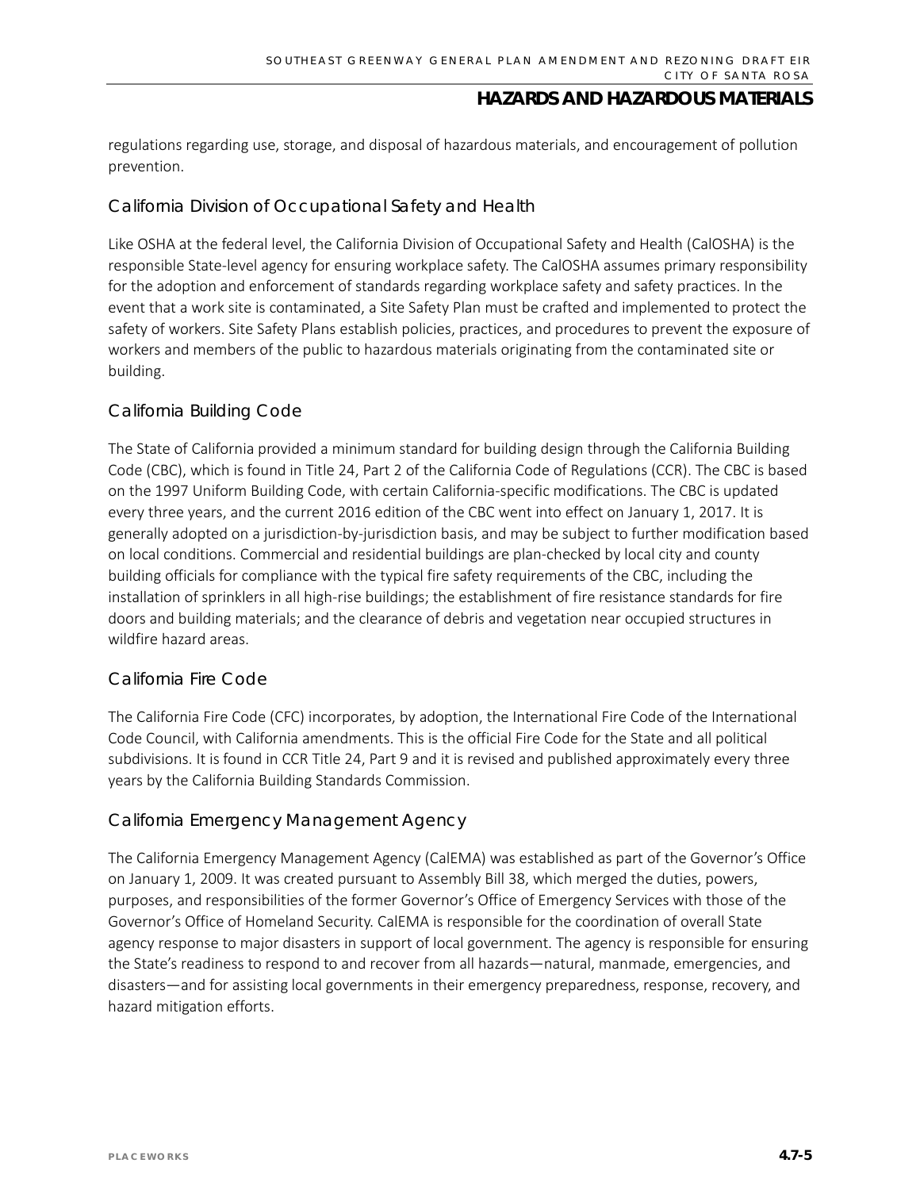regulations regarding use, storage, and disposal of hazardous materials, and encouragement of pollution prevention.

### California Division of Occupational Safety and Health

Like OSHA at the federal level, the California Division of Occupational Safety and Health (CalOSHA) is the responsible State-level agency for ensuring workplace safety. The CalOSHA assumes primary responsibility for the adoption and enforcement of standards regarding workplace safety and safety practices. In the event that a work site is contaminated, a Site Safety Plan must be crafted and implemented to protect the safety of workers. Site Safety Plans establish policies, practices, and procedures to prevent the exposure of workers and members of the public to hazardous materials originating from the contaminated site or building.

### California Building Code

The State of California provided a minimum standard for building design through the California Building Code (CBC), which is found in Title 24, Part 2 of the California Code of Regulations (CCR). The CBC is based on the 1997 Uniform Building Code, with certain California-specific modifications. The CBC is updated every three years, and the current 2016 edition of the CBC went into effect on January 1, 2017. It is generally adopted on a jurisdiction-by-jurisdiction basis, and may be subject to further modification based on local conditions. Commercial and residential buildings are plan-checked by local city and county building officials for compliance with the typical fire safety requirements of the CBC, including the installation of sprinklers in all high-rise buildings; the establishment of fire resistance standards for fire doors and building materials; and the clearance of debris and vegetation near occupied structures in wildfire hazard areas.

### California Fire Code

The California Fire Code (CFC) incorporates, by adoption, the International Fire Code of the International Code Council, with California amendments. This is the official Fire Code for the State and all political subdivisions. It is found in CCR Title 24, Part 9 and it is revised and published approximately every three years by the California Building Standards Commission.

### California Emergency Management Agency

The California Emergency Management Agency (CalEMA) was established as part of the Governor's Office on January 1, 2009. It was created pursuant to Assembly Bill 38, which merged the duties, powers, purposes, and responsibilities of the former Governor's Office of Emergency Services with those of the Governor's Office of Homeland Security. CalEMA is responsible for the coordination of overall State agency response to major disasters in support of local government. The agency is responsible for ensuring the State's readiness to respond to and recover from all hazards—natural, manmade, emergencies, and disasters—and for assisting local governments in their emergency preparedness, response, recovery, and hazard mitigation efforts.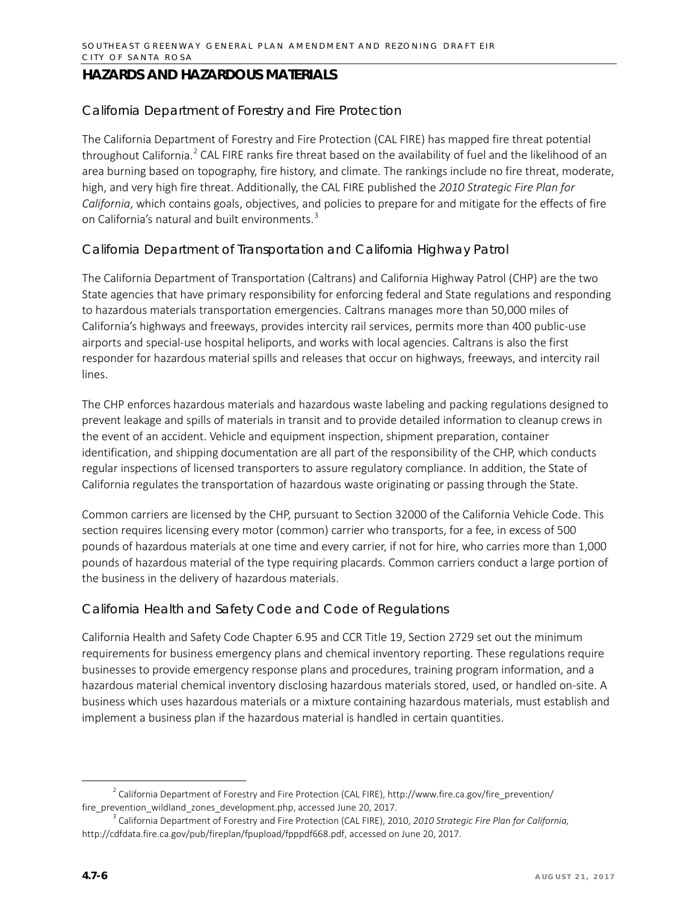## HAZARDS AND HAZARDOUS MATERIALS

### California Department of Forestry and Fire Protection

The California Department of Forestry and Fire Protection (CAL FIRE) has mapped fire threat potential throughout California.[2] CAL FIRE ranks fire threat based on the availability of fuel and the likelihood of an area burning based on topography, fire history, and climate. The rankings include no fire threat, moderate, high, and very high fire threat. Additionally, the CAL FIRE published the *2010 Strategic Fire Plan for California*, which contains goals, objectives, and policies to prepare for and mitigate for the effects of fire on California's natural and built environments.[3]

### California Department of Transportation and California Highway Patrol

The California Department of Transportation (Caltrans) and California Highway Patrol (CHP) are the two State agencies that have primary responsibility for enforcing federal and State regulations and responding to hazardous materials transportation emergencies. Caltrans manages more than 50,000 miles of California's highways and freeways, provides intercity rail services, permits more than 400 public-use airports and special-use hospital heliports, and works with local agencies. Caltrans is also the first responder for hazardous material spills and releases that occur on highways, freeways, and intercity rail lines.

The CHP enforces hazardous materials and hazardous waste labeling and packing regulations designed to prevent leakage and spills of materials in transit and to provide detailed information to cleanup crews in the event of an accident. Vehicle and equipment inspection, shipment preparation, container identification, and shipping documentation are all part of the responsibility of the CHP, which conducts regular inspections of licensed transporters to assure regulatory compliance. In addition, the State of California regulates the transportation of hazardous waste originating or passing through the State.

Common carriers are licensed by the CHP, pursuant to Section 32000 of the California Vehicle Code. This section requires licensing every motor (common) carrier who transports, for a fee, in excess of 500 pounds of hazardous materials at one time and every carrier, if not for hire, who carries more than 1,000 pounds of hazardous material of the type requiring placards. Common carriers conduct a large portion of the business in the delivery of hazardous materials.

### California Health and Safety Code and Code of Regulations

California Health and Safety Code Chapter 6.95 and CCR Title 19, Section 2729 set out the minimum requirements for business emergency plans and chemical inventory reporting. These regulations require businesses to provide emergency response plans and procedures, training program information, and a hazardous material chemical inventory disclosing hazardous materials stored, used, or handled on-site. A business which uses hazardous materials or a mixture containing hazardous materials, must establish and implement a business plan if the hazardous material is handled in certain quantities.

---

[2] California Department of Forestry and Fire Protection (CAL FIRE), http://www.fire.ca.gov/fire_prevention/fire_prevention_wildland_zones_development.php, accessed June 20, 2017.

[3] California Department of Forestry and Fire Protection (CAL FIRE), 2010, *2010 Strategic Fire Plan for California,* http://cdfdata.fire.ca.gov/pub/fireplan/fpupload/fpppdf668.pdf, accessed on June 20, 2017.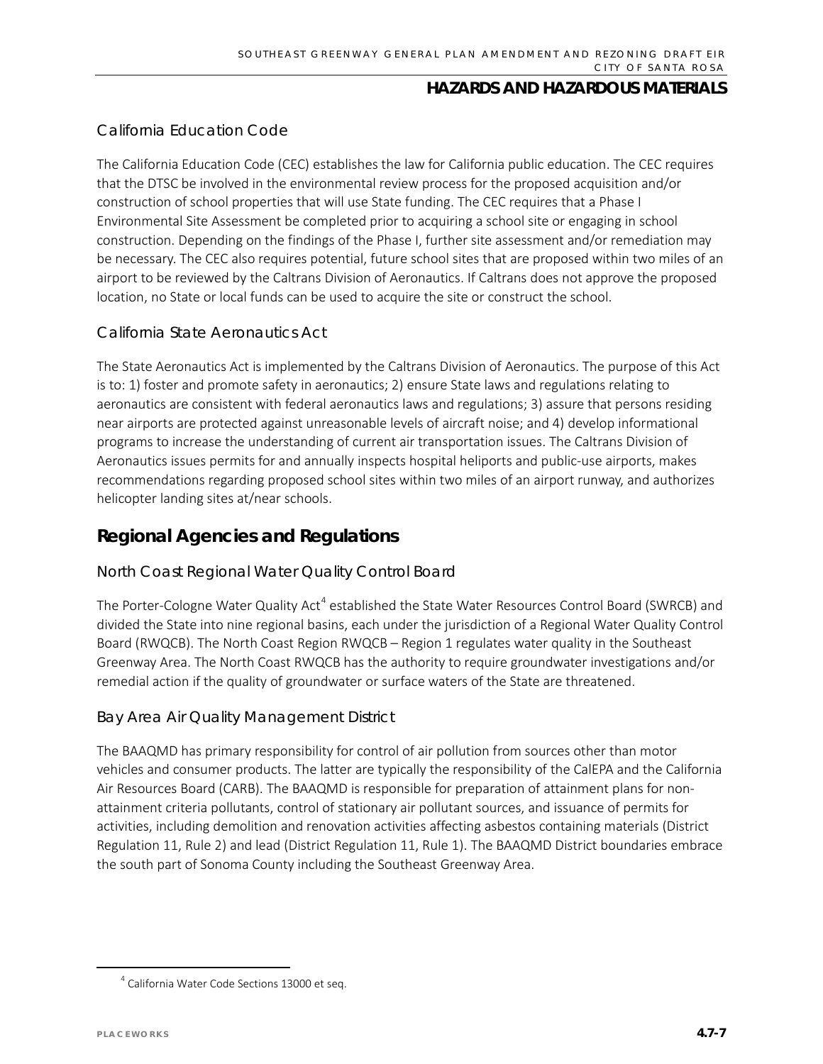### California Education Code

The California Education Code (CEC) establishes the law for California public education. The CEC requires that the DTSC be involved in the environmental review process for the proposed acquisition and/or construction of school properties that will use State funding. The CEC requires that a Phase I Environmental Site Assessment be completed prior to acquiring a school site or engaging in school construction. Depending on the findings of the Phase I, further site assessment and/or remediation may be necessary. The CEC also requires potential, future school sites that are proposed within two miles of an airport to be reviewed by the Caltrans Division of Aeronautics. If Caltrans does not approve the proposed location, no State or local funds can be used to acquire the site or construct the school.

### California State Aeronautics Act

The State Aeronautics Act is implemented by the Caltrans Division of Aeronautics. The purpose of this Act is to: 1) foster and promote safety in aeronautics; 2) ensure State laws and regulations relating to aeronautics are consistent with federal aeronautics laws and regulations; 3) assure that persons residing near airports are protected against unreasonable levels of aircraft noise; and 4) develop informational programs to increase the understanding of current air transportation issues. The Caltrans Division of Aeronautics issues permits for and annually inspects hospital heliports and public-use airports, makes recommendations regarding proposed school sites within two miles of an airport runway, and authorizes helicopter landing sites at/near schools.

## Regional Agencies and Regulations

### North Coast Regional Water Quality Control Board

The Porter-Cologne Water Quality Act[4] established the State Water Resources Control Board (SWRCB) and divided the State into nine regional basins, each under the jurisdiction of a Regional Water Quality Control Board (RWQCB). The North Coast Region RWQCB – Region 1 regulates water quality in the Southeast Greenway Area. The North Coast RWQCB has the authority to require groundwater investigations and/or remedial action if the quality of groundwater or surface waters of the State are threatened.

### Bay Area Air Quality Management District

The BAAQMD has primary responsibility for control of air pollution from sources other than motor vehicles and consumer products. The latter are typically the responsibility of the CalEPA and the California Air Resources Board (CARB). The BAAQMD is responsible for preparation of attainment plans for non-attainment criteria pollutants, control of stationary air pollutant sources, and issuance of permits for activities, including demolition and renovation activities affecting asbestos containing materials (District Regulation 11, Rule 2) and lead (District Regulation 11, Rule 1). The BAAQMD District boundaries embrace the south part of Sonoma County including the Southeast Greenway Area.

---

[4] California Water Code Sections 13000 et seq.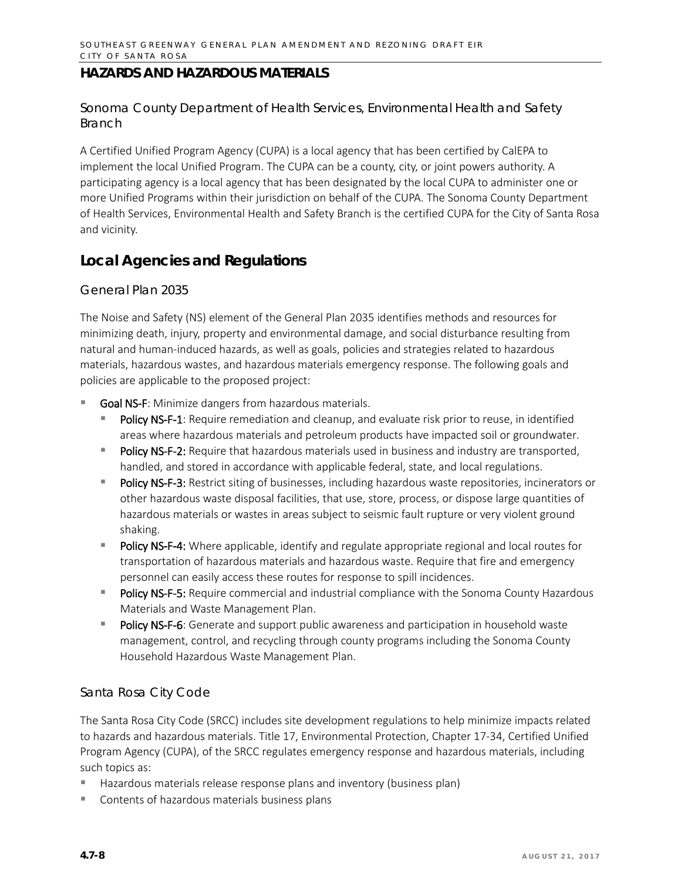## HAZARDS AND HAZARDOUS MATERIALS

### Sonoma County Department of Health Services, Environmental Health and Safety Branch

A Certified Unified Program Agency (CUPA) is a local agency that has been certified by CalEPA to implement the local Unified Program. The CUPA can be a county, city, or joint powers authority. A participating agency is a local agency that has been designated by the local CUPA to administer one or more Unified Programs within their jurisdiction on behalf of the CUPA. The Sonoma County Department of Health Services, Environmental Health and Safety Branch is the certified CUPA for the City of Santa Rosa and vicinity.

## Local Agencies and Regulations

### General Plan 2035

The Noise and Safety (NS) element of the General Plan 2035 identifies methods and resources for minimizing death, injury, property and environmental damage, and social disturbance resulting from natural and human-induced hazards, as well as goals, policies and strategies related to hazardous materials, hazardous wastes, and hazardous materials emergency response. The following goals and policies are applicable to the proposed project:

- **Goal NS-F**: Minimize dangers from hazardous materials.
  - **Policy NS-F-1**: Require remediation and cleanup, and evaluate risk prior to reuse, in identified areas where hazardous materials and petroleum products have impacted soil or groundwater.
  - **Policy NS-F-2:** Require that hazardous materials used in business and industry are transported, handled, and stored in accordance with applicable federal, state, and local regulations.
  - **Policy NS-F-3:** Restrict siting of businesses, including hazardous waste repositories, incinerators or other hazardous waste disposal facilities, that use, store, process, or dispose large quantities of hazardous materials or wastes in areas subject to seismic fault rupture or very violent ground shaking.
  - **Policy NS-F-4:** Where applicable, identify and regulate appropriate regional and local routes for transportation of hazardous materials and hazardous waste. Require that fire and emergency personnel can easily access these routes for response to spill incidences.
  - **Policy NS-F-5:** Require commercial and industrial compliance with the Sonoma County Hazardous Materials and Waste Management Plan.
  - **Policy NS-F-6**: Generate and support public awareness and participation in household waste management, control, and recycling through county programs including the Sonoma County Household Hazardous Waste Management Plan.

### Santa Rosa City Code

The Santa Rosa City Code (SRCC) includes site development regulations to help minimize impacts related to hazards and hazardous materials. Title 17, Environmental Protection, Chapter 17-34, Certified Unified Program Agency (CUPA), of the SRCC regulates emergency response and hazardous materials, including such topics as:

- Hazardous materials release response plans and inventory (business plan)
- Contents of hazardous materials business plans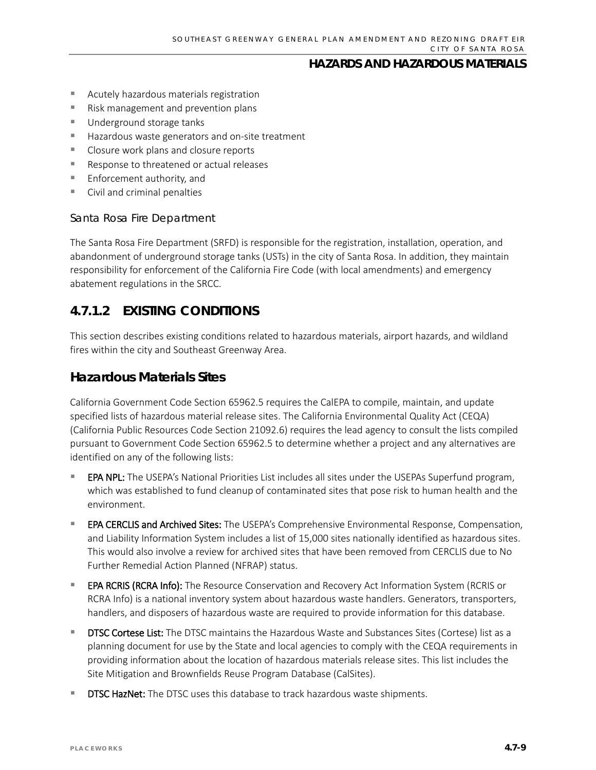- Acutely hazardous materials registration
- Risk management and prevention plans
- Underground storage tanks
- Hazardous waste generators and on-site treatment
- Closure work plans and closure reports
- Response to threatened or actual releases
- Enforcement authority, and
- Civil and criminal penalties

### Santa Rosa Fire Department

The Santa Rosa Fire Department (SRFD) is responsible for the registration, installation, operation, and abandonment of underground storage tanks (USTs) in the city of Santa Rosa. In addition, they maintain responsibility for enforcement of the California Fire Code (with local amendments) and emergency abatement regulations in the SRCC.

## 4.7.1.2 EXISTING CONDITIONS

This section describes existing conditions related to hazardous materials, airport hazards, and wildland fires within the city and Southeast Greenway Area.

## Hazardous Materials Sites

California Government Code Section 65962.5 requires the CalEPA to compile, maintain, and update specified lists of hazardous material release sites. The California Environmental Quality Act (CEQA) (California Public Resources Code Section 21092.6) requires the lead agency to consult the lists compiled pursuant to Government Code Section 65962.5 to determine whether a project and any alternatives are identified on any of the following lists:

- **EPA NPL:** The USEPA's National Priorities List includes all sites under the USEPAs Superfund program, which was established to fund cleanup of contaminated sites that pose risk to human health and the environment.
- **EPA CERCLIS and Archived Sites:** The USEPA's Comprehensive Environmental Response, Compensation, and Liability Information System includes a list of 15,000 sites nationally identified as hazardous sites. This would also involve a review for archived sites that have been removed from CERCLIS due to No Further Remedial Action Planned (NFRAP) status.
- **EPA RCRIS (RCRA Info):** The Resource Conservation and Recovery Act Information System (RCRIS or RCRA Info) is a national inventory system about hazardous waste handlers. Generators, transporters, handlers, and disposers of hazardous waste are required to provide information for this database.
- **DTSC Cortese List:** The DTSC maintains the Hazardous Waste and Substances Sites (Cortese) list as a planning document for use by the State and local agencies to comply with the CEQA requirements in providing information about the location of hazardous materials release sites. This list includes the Site Mitigation and Brownfields Reuse Program Database (CalSites).
- **DTSC HazNet:** The DTSC uses this database to track hazardous waste shipments.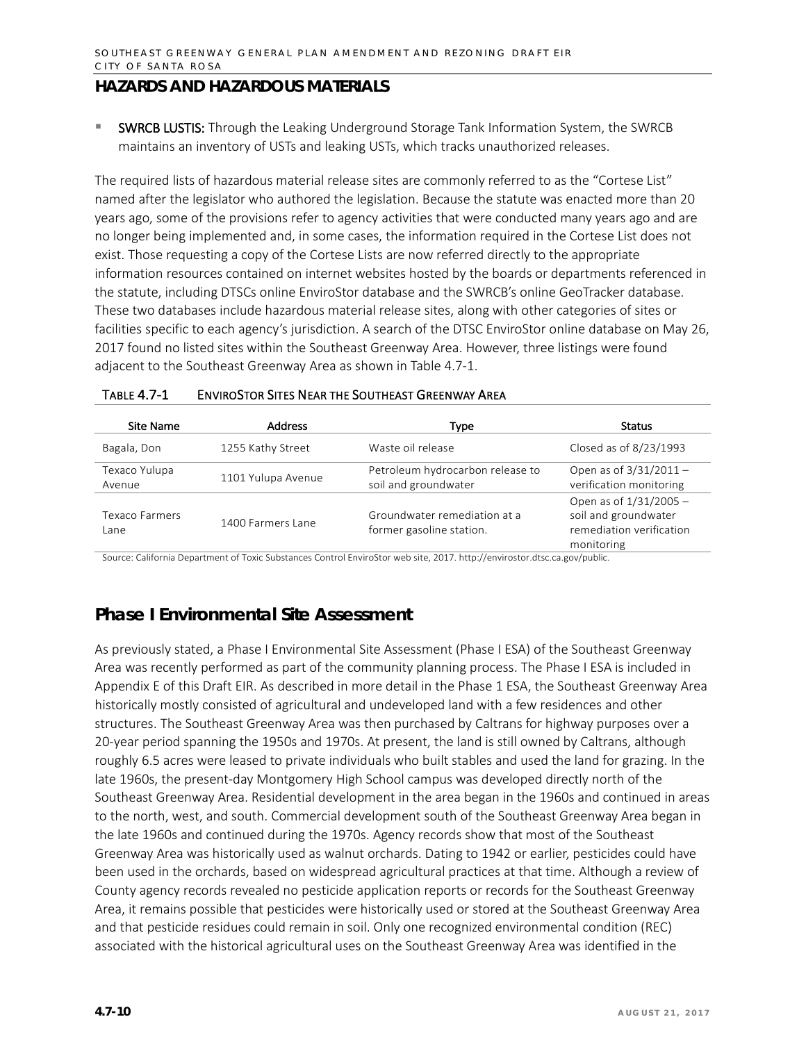## HAZARDS AND HAZARDOUS MATERIALS

- **SWRCB LUSTIS:** Through the Leaking Underground Storage Tank Information System, the SWRCB maintains an inventory of USTs and leaking USTs, which tracks unauthorized releases.

The required lists of hazardous material release sites are commonly referred to as the "Cortese List" named after the legislator who authored the legislation. Because the statute was enacted more than 20 years ago, some of the provisions refer to agency activities that were conducted many years ago and are no longer being implemented and, in some cases, the information required in the Cortese List does not exist. Those requesting a copy of the Cortese Lists are now referred directly to the appropriate information resources contained on internet websites hosted by the boards or departments referenced in the statute, including DTSCs online EnviroStor database and the SWRCB's online GeoTracker database. These two databases include hazardous material release sites, along with other categories of sites or facilities specific to each agency's jurisdiction. A search of the DTSC EnviroStor online database on May 26, 2017 found no listed sites within the Southeast Greenway Area. However, three listings were found adjacent to the Southeast Greenway Area as shown in Table 4.7-1.

TABLE 4.7-1 ENVIROSTOR SITES NEAR THE SOUTHEAST GREENWAY AREA

| Site Name | Address | Type | Status |
|---|---|---|---|
| Bagala, Don | 1255 Kathy Street | Waste oil release | Closed as of 8/23/1993 |
| Texaco Yulupa Avenue | 1101 Yulupa Avenue | Petroleum hydrocarbon release to soil and groundwater | Open as of 3/31/2011 – verification monitoring |
| Texaco Farmers Lane | 1400 Farmers Lane | Groundwater remediation at a former gasoline station. | Open as of 1/31/2005 – soil and groundwater remediation verification monitoring |

Source: California Department of Toxic Substances Control EnviroStor web site, 2017. http://envirostor.dtsc.ca.gov/public.

## Phase I Environmental Site Assessment

As previously stated, a Phase I Environmental Site Assessment (Phase I ESA) of the Southeast Greenway Area was recently performed as part of the community planning process. The Phase I ESA is included in Appendix E of this Draft EIR. As described in more detail in the Phase 1 ESA, the Southeast Greenway Area historically mostly consisted of agricultural and undeveloped land with a few residences and other structures. The Southeast Greenway Area was then purchased by Caltrans for highway purposes over a 20-year period spanning the 1950s and 1970s. At present, the land is still owned by Caltrans, although roughly 6.5 acres were leased to private individuals who built stables and used the land for grazing. In the late 1960s, the present-day Montgomery High School campus was developed directly north of the Southeast Greenway Area. Residential development in the area began in the 1960s and continued in areas to the north, west, and south. Commercial development south of the Southeast Greenway Area began in the late 1960s and continued during the 1970s. Agency records show that most of the Southeast Greenway Area was historically used as walnut orchards. Dating to 1942 or earlier, pesticides could have been used in the orchards, based on widespread agricultural practices at that time. Although a review of County agency records revealed no pesticide application reports or records for the Southeast Greenway Area, it remains possible that pesticides were historically used or stored at the Southeast Greenway Area and that pesticide residues could remain in soil. Only one recognized environmental condition (REC) associated with the historical agricultural uses on the Southeast Greenway Area was identified in the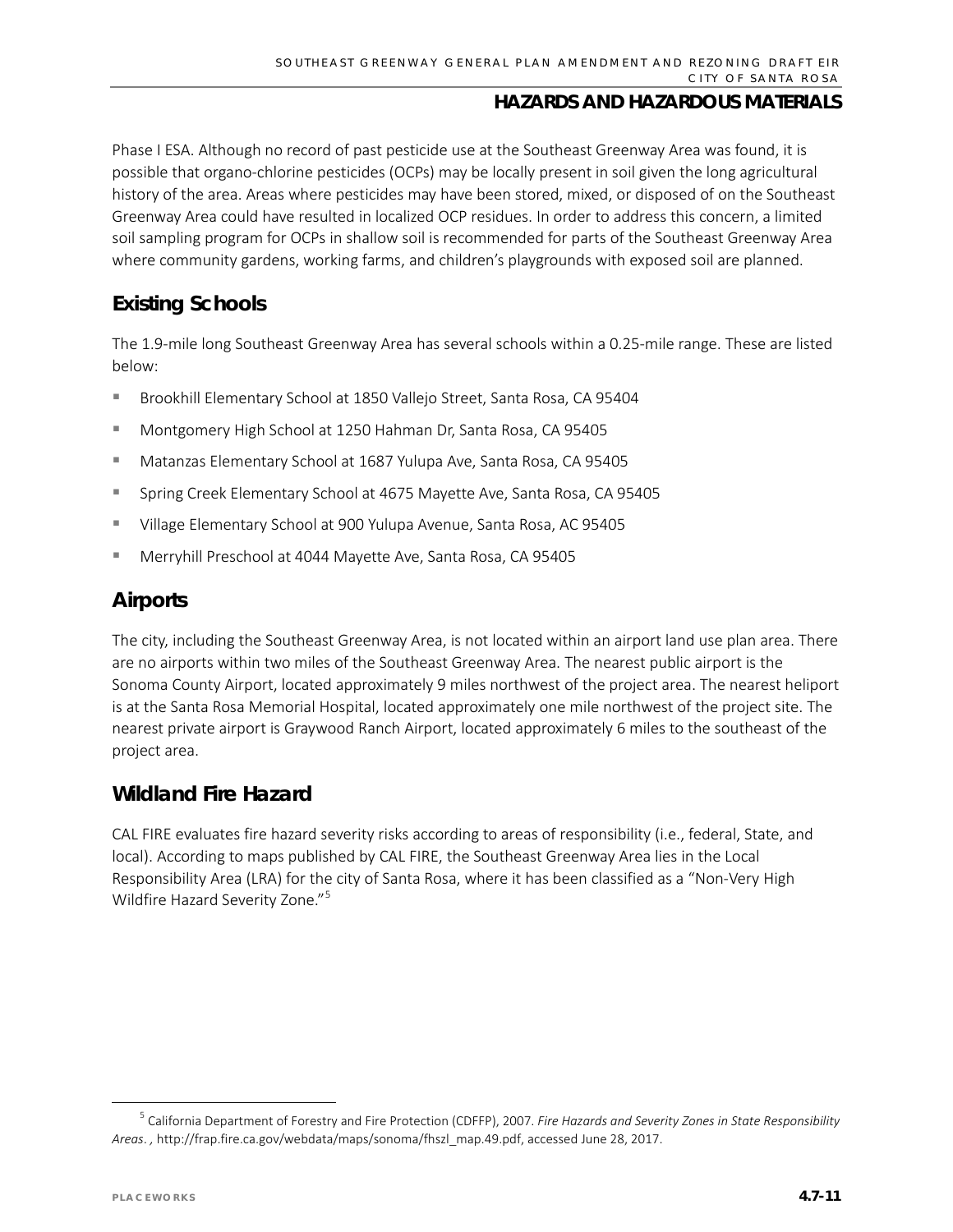Phase I ESA. Although no record of past pesticide use at the Southeast Greenway Area was found, it is possible that organo-chlorine pesticides (OCPs) may be locally present in soil given the long agricultural history of the area. Areas where pesticides may have been stored, mixed, or disposed of on the Southeast Greenway Area could have resulted in localized OCP residues. In order to address this concern, a limited soil sampling program for OCPs in shallow soil is recommended for parts of the Southeast Greenway Area where community gardens, working farms, and children's playgrounds with exposed soil are planned.

## Existing Schools

The 1.9-mile long Southeast Greenway Area has several schools within a 0.25-mile range. These are listed below:

- Brookhill Elementary School at 1850 Vallejo Street, Santa Rosa, CA 95404
- Montgomery High School at 1250 Hahman Dr, Santa Rosa, CA 95405
- Matanzas Elementary School at 1687 Yulupa Ave, Santa Rosa, CA 95405
- Spring Creek Elementary School at 4675 Mayette Ave, Santa Rosa, CA 95405
- Village Elementary School at 900 Yulupa Avenue, Santa Rosa, AC 95405
- Merryhill Preschool at 4044 Mayette Ave, Santa Rosa, CA 95405

## Airports

The city, including the Southeast Greenway Area, is not located within an airport land use plan area. There are no airports within two miles of the Southeast Greenway Area. The nearest public airport is the Sonoma County Airport, located approximately 9 miles northwest of the project area. The nearest heliport is at the Santa Rosa Memorial Hospital, located approximately one mile northwest of the project site. The nearest private airport is Graywood Ranch Airport, located approximately 6 miles to the southeast of the project area.

## Wildland Fire Hazard

CAL FIRE evaluates fire hazard severity risks according to areas of responsibility (i.e., federal, State, and local). According to maps published by CAL FIRE, the Southeast Greenway Area lies in the Local Responsibility Area (LRA) for the city of Santa Rosa, where it has been classified as a "Non-Very High Wildfire Hazard Severity Zone."[5]

[5] California Department of Forestry and Fire Protection (CDFFP), 2007. *Fire Hazards and Severity Zones in State Responsibility Areas.* , http://frap.fire.ca.gov/webdata/maps/sonoma/fhszl_map.49.pdf, accessed June 28, 2017.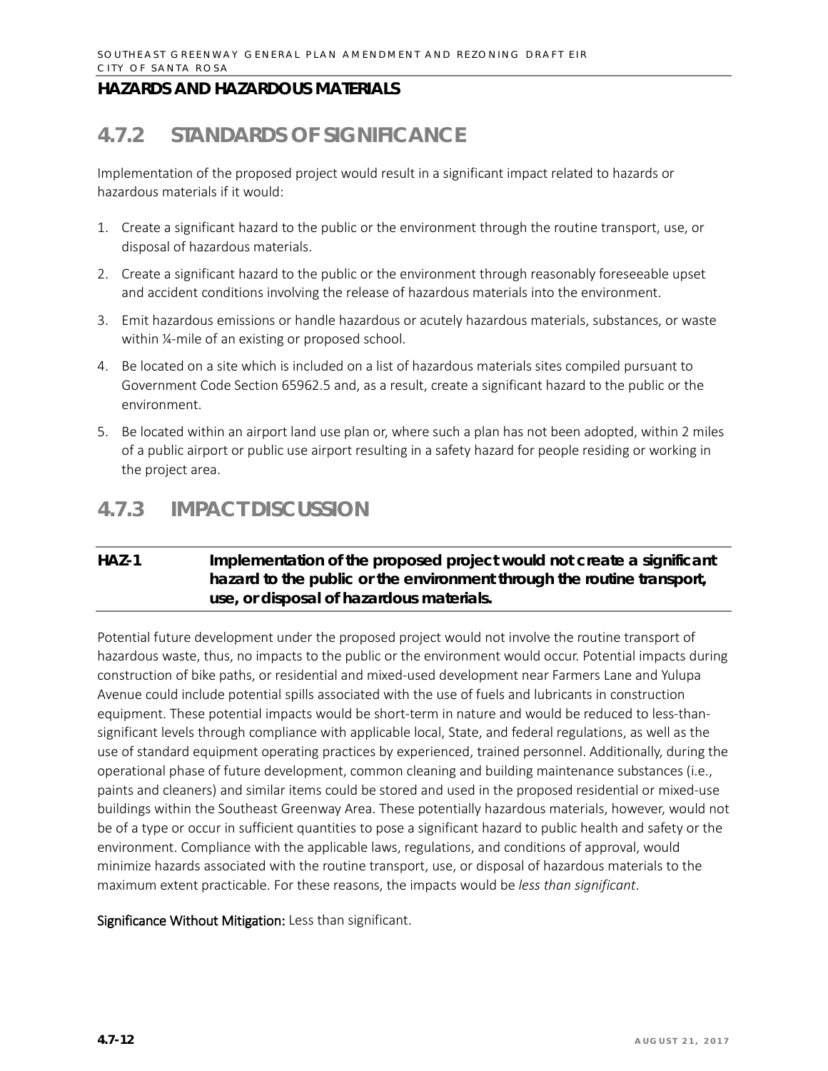## 4.7.2 STANDARDS OF SIGNIFICANCE

Implementation of the proposed project would result in a significant impact related to hazards or hazardous materials if it would:

1. Create a significant hazard to the public or the environment through the routine transport, use, or disposal of hazardous materials.
2. Create a significant hazard to the public or the environment through reasonably foreseeable upset and accident conditions involving the release of hazardous materials into the environment.
3. Emit hazardous emissions or handle hazardous or acutely hazardous materials, substances, or waste within ¼-mile of an existing or proposed school.
4. Be located on a site which is included on a list of hazardous materials sites compiled pursuant to Government Code Section 65962.5 and, as a result, create a significant hazard to the public or the environment.
5. Be located within an airport land use plan or, where such a plan has not been adopted, within 2 miles of a public airport or public use airport resulting in a safety hazard for people residing or working in the project area.

## 4.7.3 IMPACT DISCUSSION

**HAZ-1 Implementation of the proposed project would not create a significant hazard to the public or the environment through the routine transport, use, or disposal of hazardous materials.**

Potential future development under the proposed project would not involve the routine transport of hazardous waste, thus, no impacts to the public or the environment would occur. Potential impacts during construction of bike paths, or residential and mixed-used development near Farmers Lane and Yulupa Avenue could include potential spills associated with the use of fuels and lubricants in construction equipment. These potential impacts would be short-term in nature and would be reduced to less-than-significant levels through compliance with applicable local, State, and federal regulations, as well as the use of standard equipment operating practices by experienced, trained personnel. Additionally, during the operational phase of future development, common cleaning and building maintenance substances (i.e., paints and cleaners) and similar items could be stored and used in the proposed residential or mixed-use buildings within the Southeast Greenway Area. These potentially hazardous materials, however, would not be of a type or occur in sufficient quantities to pose a significant hazard to public health and safety or the environment. Compliance with the applicable laws, regulations, and conditions of approval, would minimize hazards associated with the routine transport, use, or disposal of hazardous materials to the maximum extent practicable. For these reasons, the impacts would be *less than significant*.

**Significance Without Mitigation:** Less than significant.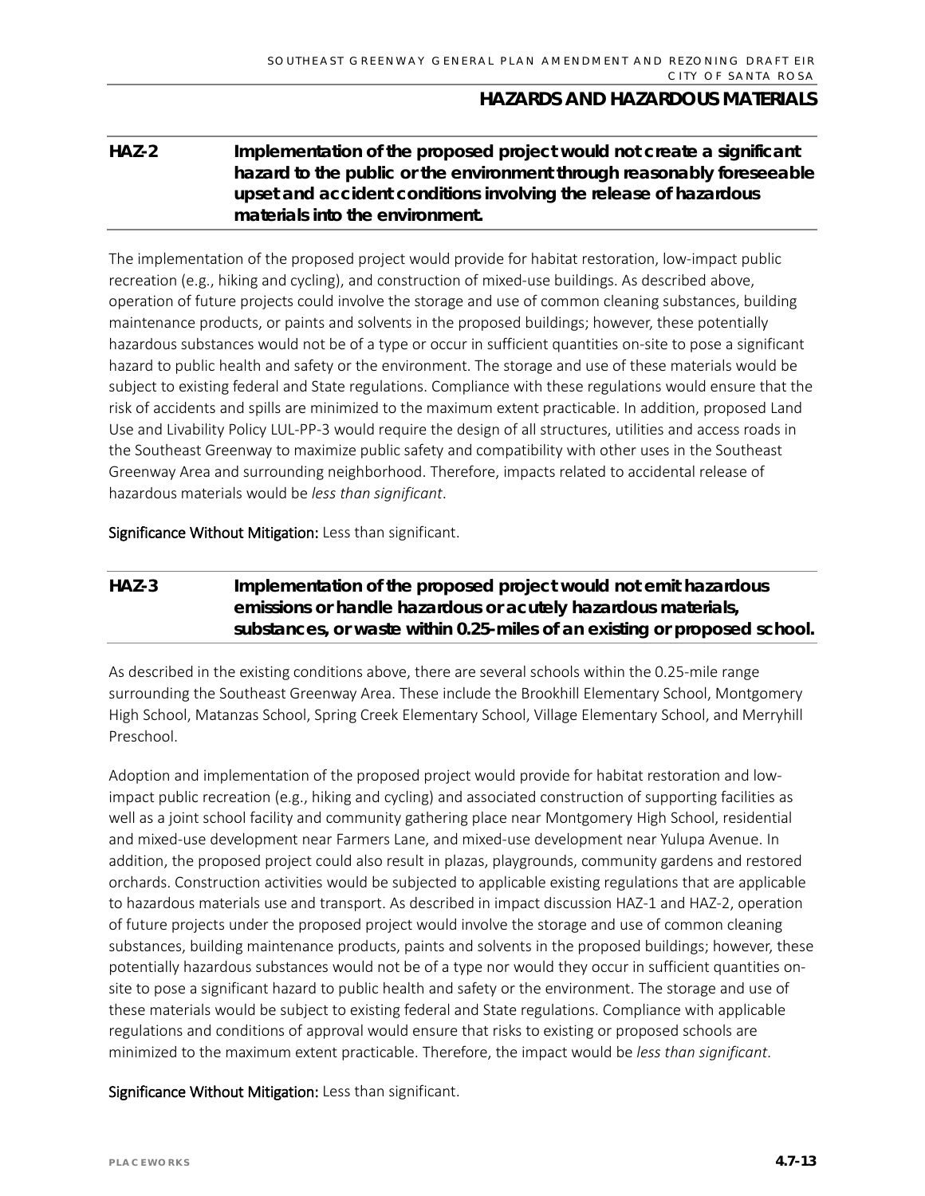**HAZ-2 Implementation of the proposed project would not create a significant hazard to the public or the environment through reasonably foreseeable upset and accident conditions involving the release of hazardous materials into the environment.**

The implementation of the proposed project would provide for habitat restoration, low-impact public recreation (e.g., hiking and cycling), and construction of mixed-use buildings. As described above, operation of future projects could involve the storage and use of common cleaning substances, building maintenance products, or paints and solvents in the proposed buildings; however, these potentially hazardous substances would not be of a type or occur in sufficient quantities on-site to pose a significant hazard to public health and safety or the environment. The storage and use of these materials would be subject to existing federal and State regulations. Compliance with these regulations would ensure that the risk of accidents and spills are minimized to the maximum extent practicable. In addition, proposed Land Use and Livability Policy LUL-PP-3 would require the design of all structures, utilities and access roads in the Southeast Greenway to maximize public safety and compatibility with other uses in the Southeast Greenway Area and surrounding neighborhood. Therefore, impacts related to accidental release of hazardous materials would be *less than significant*.

**Significance Without Mitigation:** Less than significant.

**HAZ-3 Implementation of the proposed project would not emit hazardous emissions or handle hazardous or acutely hazardous materials, substances, or waste within 0.25-miles of an existing or proposed school.**

As described in the existing conditions above, there are several schools within the 0.25-mile range surrounding the Southeast Greenway Area. These include the Brookhill Elementary School, Montgomery High School, Matanzas School, Spring Creek Elementary School, Village Elementary School, and Merryhill Preschool.

Adoption and implementation of the proposed project would provide for habitat restoration and low-impact public recreation (e.g., hiking and cycling) and associated construction of supporting facilities as well as a joint school facility and community gathering place near Montgomery High School, residential and mixed-use development near Farmers Lane, and mixed-use development near Yulupa Avenue. In addition, the proposed project could also result in plazas, playgrounds, community gardens and restored orchards. Construction activities would be subjected to applicable existing regulations that are applicable to hazardous materials use and transport. As described in impact discussion HAZ-1 and HAZ-2, operation of future projects under the proposed project would involve the storage and use of common cleaning substances, building maintenance products, paints and solvents in the proposed buildings; however, these potentially hazardous substances would not be of a type nor would they occur in sufficient quantities on-site to pose a significant hazard to public health and safety or the environment. The storage and use of these materials would be subject to existing federal and State regulations. Compliance with applicable regulations and conditions of approval would ensure that risks to existing or proposed schools are minimized to the maximum extent practicable. Therefore, the impact would be *less than significant*.

**Significance Without Mitigation:** Less than significant.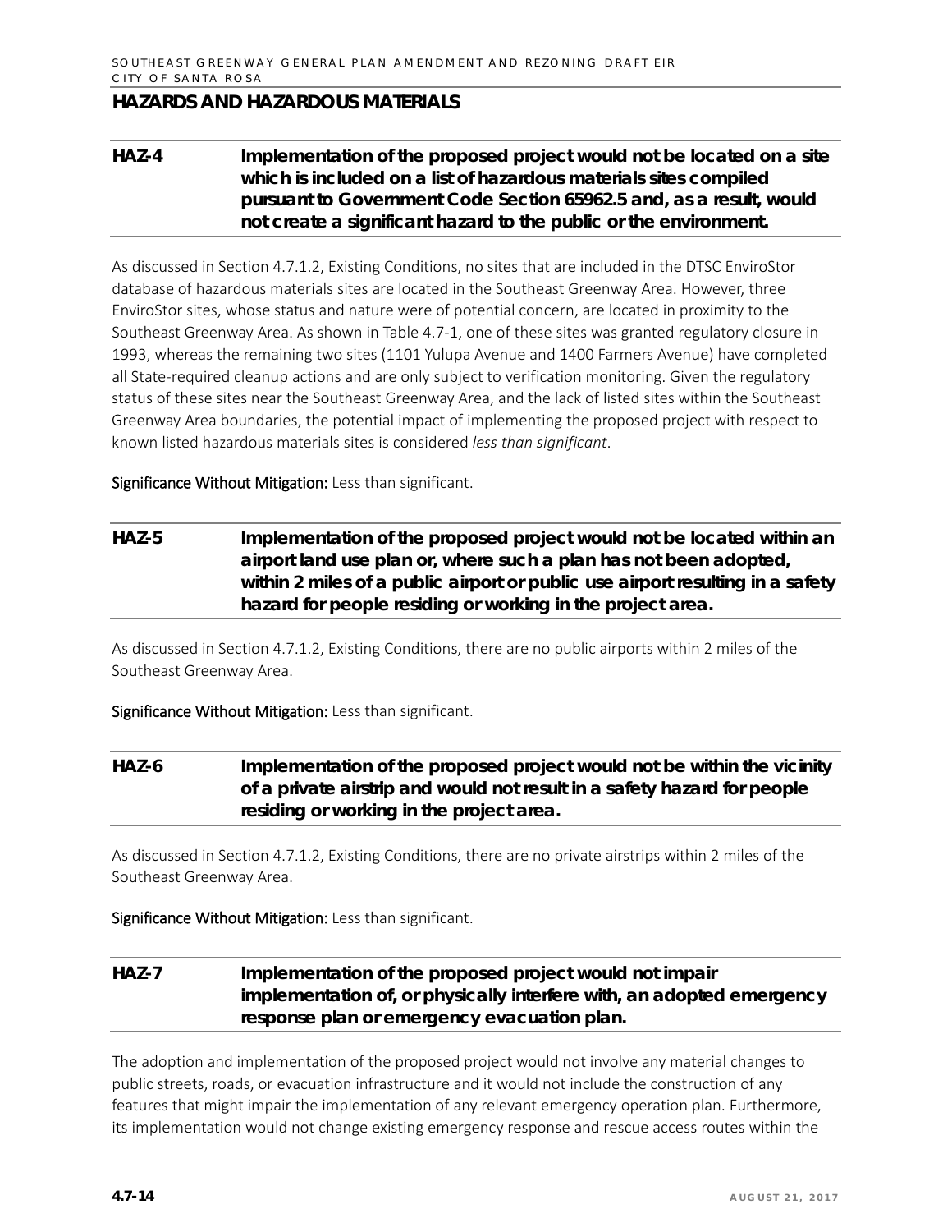## HAZARDS AND HAZARDOUS MATERIALS

**HAZ-4 Implementation of the proposed project would not be located on a site which is included on a list of hazardous materials sites compiled pursuant to Government Code Section 65962.5 and, as a result, would not create a significant hazard to the public or the environment.**

As discussed in Section 4.7.1.2, Existing Conditions, no sites that are included in the DTSC EnviroStor database of hazardous materials sites are located in the Southeast Greenway Area. However, three EnviroStor sites, whose status and nature were of potential concern, are located in proximity to the Southeast Greenway Area. As shown in Table 4.7-1, one of these sites was granted regulatory closure in 1993, whereas the remaining two sites (1101 Yulupa Avenue and 1400 Farmers Avenue) have completed all State-required cleanup actions and are only subject to verification monitoring. Given the regulatory status of these sites near the Southeast Greenway Area, and the lack of listed sites within the Southeast Greenway Area boundaries, the potential impact of implementing the proposed project with respect to known listed hazardous materials sites is considered *less than significant*.

**Significance Without Mitigation:** Less than significant.

**HAZ-5 Implementation of the proposed project would not be located within an airport land use plan or, where such a plan has not been adopted, within 2 miles of a public airport or public use airport resulting in a safety hazard for people residing or working in the project area.**

As discussed in Section 4.7.1.2, Existing Conditions, there are no public airports within 2 miles of the Southeast Greenway Area.

**Significance Without Mitigation:** Less than significant.

**HAZ-6 Implementation of the proposed project would not be within the vicinity of a private airstrip and would not result in a safety hazard for people residing or working in the project area.**

As discussed in Section 4.7.1.2, Existing Conditions, there are no private airstrips within 2 miles of the Southeast Greenway Area.

**Significance Without Mitigation:** Less than significant.

**HAZ-7 Implementation of the proposed project would not impair implementation of, or physically interfere with, an adopted emergency response plan or emergency evacuation plan.**

The adoption and implementation of the proposed project would not involve any material changes to public streets, roads, or evacuation infrastructure and it would not include the construction of any features that might impair the implementation of any relevant emergency operation plan. Furthermore, its implementation would not change existing emergency response and rescue access routes within the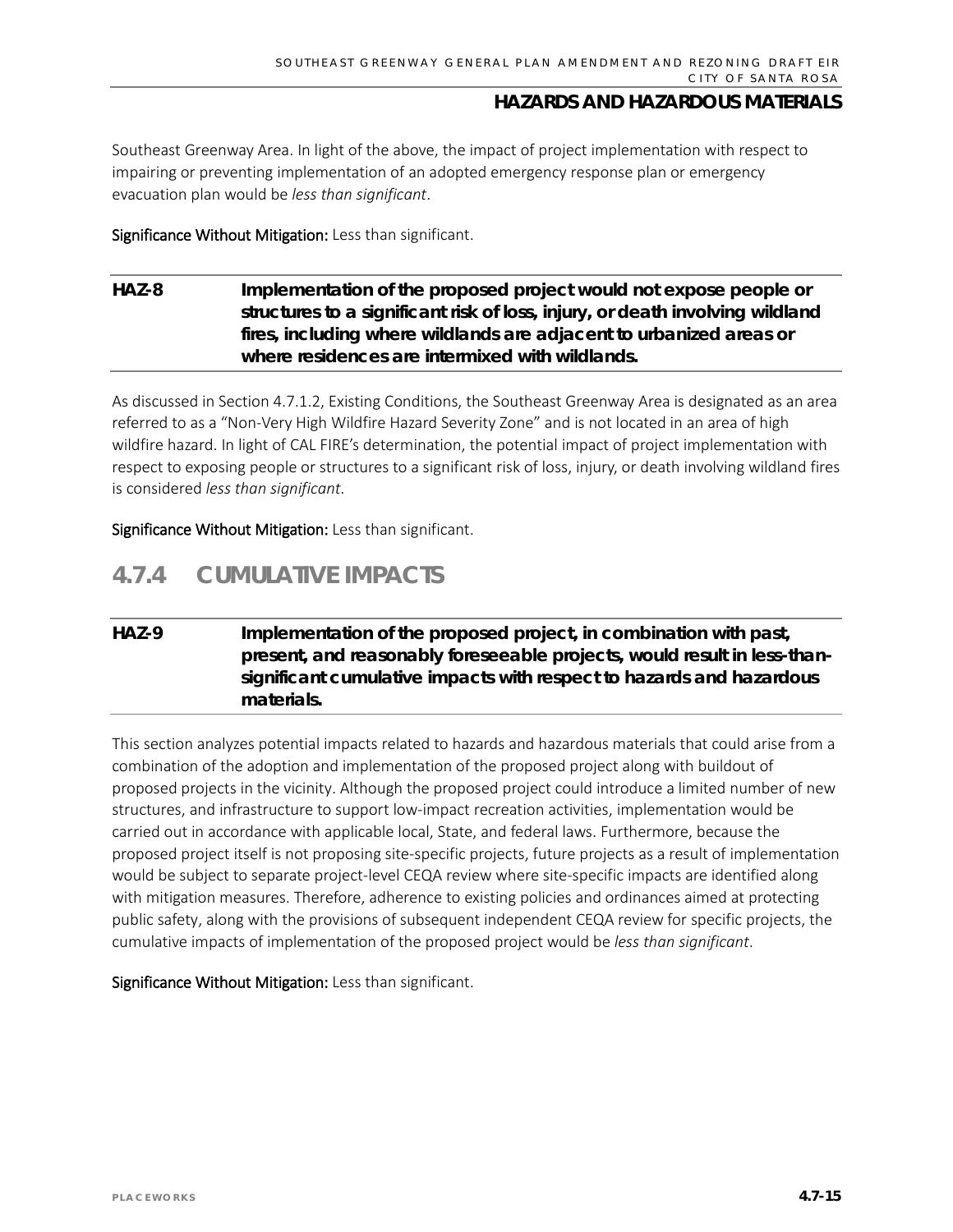Southeast Greenway Area. In light of the above, the impact of project implementation with respect to impairing or preventing implementation of an adopted emergency response plan or emergency evacuation plan would be *less than significant*.

**Significance Without Mitigation:** Less than significant.

**HAZ-8 Implementation of the proposed project would not expose people or structures to a significant risk of loss, injury, or death involving wildland fires, including where wildlands are adjacent to urbanized areas or where residences are intermixed with wildlands.**

As discussed in Section 4.7.1.2, Existing Conditions, the Southeast Greenway Area is designated as an area referred to as a "Non-Very High Wildfire Hazard Severity Zone" and is not located in an area of high wildfire hazard. In light of CAL FIRE's determination, the potential impact of project implementation with respect to exposing people or structures to a significant risk of loss, injury, or death involving wildland fires is considered *less than significant*.

**Significance Without Mitigation:** Less than significant.

## 4.7.4 CUMULATIVE IMPACTS

**HAZ-9 Implementation of the proposed project, in combination with past, present, and reasonably foreseeable projects, would result in less-than-significant cumulative impacts with respect to hazards and hazardous materials.**

This section analyzes potential impacts related to hazards and hazardous materials that could arise from a combination of the adoption and implementation of the proposed project along with buildout of proposed projects in the vicinity. Although the proposed project could introduce a limited number of new structures, and infrastructure to support low-impact recreation activities, implementation would be carried out in accordance with applicable local, State, and federal laws. Furthermore, because the proposed project itself is not proposing site-specific projects, future projects as a result of implementation would be subject to separate project-level CEQA review where site-specific impacts are identified along with mitigation measures. Therefore, adherence to existing policies and ordinances aimed at protecting public safety, along with the provisions of subsequent independent CEQA review for specific projects, the cumulative impacts of implementation of the proposed project would be *less than significant*.

**Significance Without Mitigation:** Less than significant.